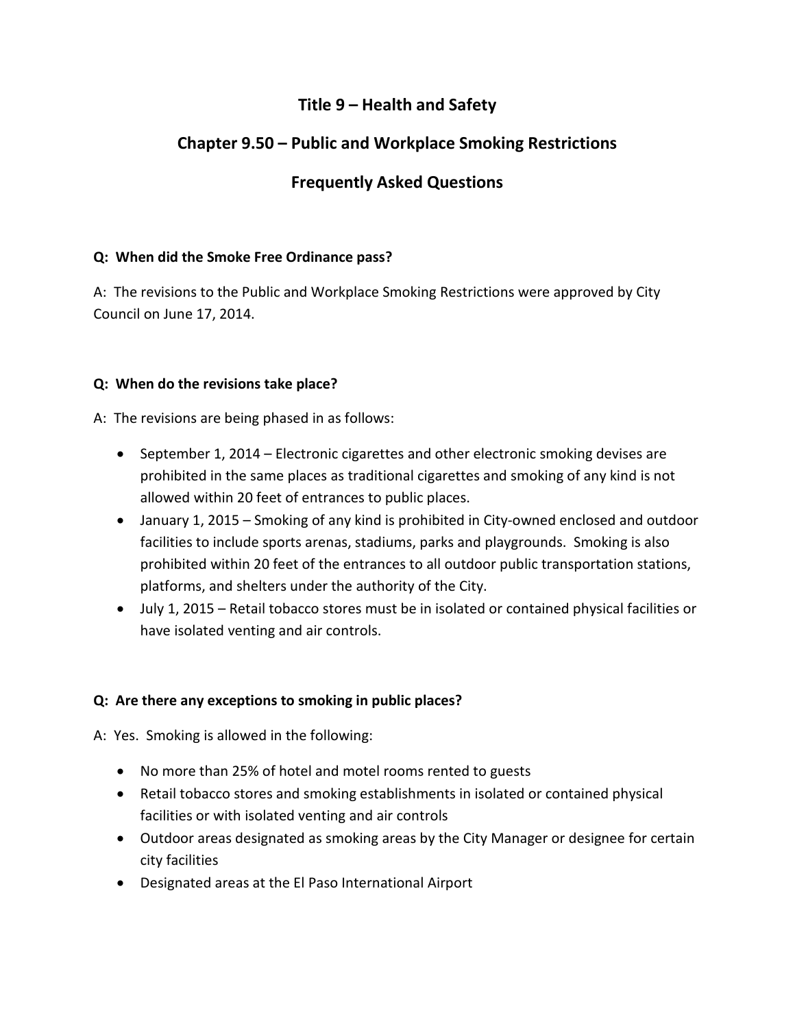# Title 9 – Health and Safety

## Chapter 9.50 – Public and Workplace Smoking Restrictions

## Frequently Asked Questions

**Q: When did the Smoke Free Ordinance pass?**

A: The revisions to the Public and Workplace Smoking Restrictions were approved by City Council on June 17, 2014.

**Q: When do the revisions take place?**

A: The revisions are being phased in as follows:

- September 1, 2014 – Electronic cigarettes and other electronic smoking devises are prohibited in the same places as traditional cigarettes and smoking of any kind is not allowed within 20 feet of entrances to public places.
- January 1, 2015 – Smoking of any kind is prohibited in City-owned enclosed and outdoor facilities to include sports arenas, stadiums, parks and playgrounds. Smoking is also prohibited within 20 feet of the entrances to all outdoor public transportation stations, platforms, and shelters under the authority of the City.
- July 1, 2015 – Retail tobacco stores must be in isolated or contained physical facilities or have isolated venting and air controls.

**Q: Are there any exceptions to smoking in public places?**

A: Yes. Smoking is allowed in the following:

- No more than 25% of hotel and motel rooms rented to guests
- Retail tobacco stores and smoking establishments in isolated or contained physical facilities or with isolated venting and air controls
- Outdoor areas designated as smoking areas by the City Manager or designee for certain city facilities
- Designated areas at the El Paso International Airport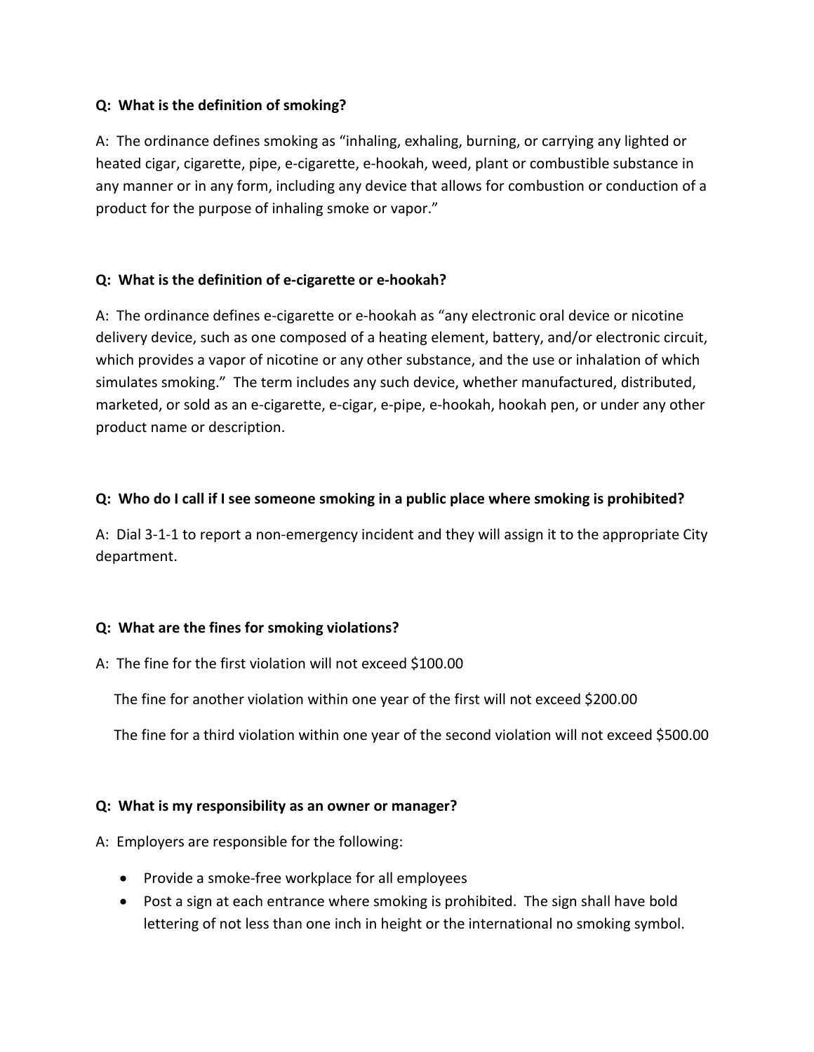**Q: What is the definition of smoking?**

A: The ordinance defines smoking as "inhaling, exhaling, burning, or carrying any lighted or heated cigar, cigarette, pipe, e-cigarette, e-hookah, weed, plant or combustible substance in any manner or in any form, including any device that allows for combustion or conduction of a product for the purpose of inhaling smoke or vapor."

**Q: What is the definition of e-cigarette or e-hookah?**

A: The ordinance defines e-cigarette or e-hookah as "any electronic oral device or nicotine delivery device, such as one composed of a heating element, battery, and/or electronic circuit, which provides a vapor of nicotine or any other substance, and the use or inhalation of which simulates smoking." The term includes any such device, whether manufactured, distributed, marketed, or sold as an e-cigarette, e-cigar, e-pipe, e-hookah, hookah pen, or under any other product name or description.

**Q: Who do I call if I see someone smoking in a public place where smoking is prohibited?**

A: Dial 3-1-1 to report a non-emergency incident and they will assign it to the appropriate City department.

**Q: What are the fines for smoking violations?**

A: The fine for the first violation will not exceed $100.00

The fine for another violation within one year of the first will not exceed $200.00

The fine for a third violation within one year of the second violation will not exceed $500.00

**Q: What is my responsibility as an owner or manager?**

A: Employers are responsible for the following:

- Provide a smoke-free workplace for all employees
- Post a sign at each entrance where smoking is prohibited. The sign shall have bold lettering of not less than one inch in height or the international no smoking symbol.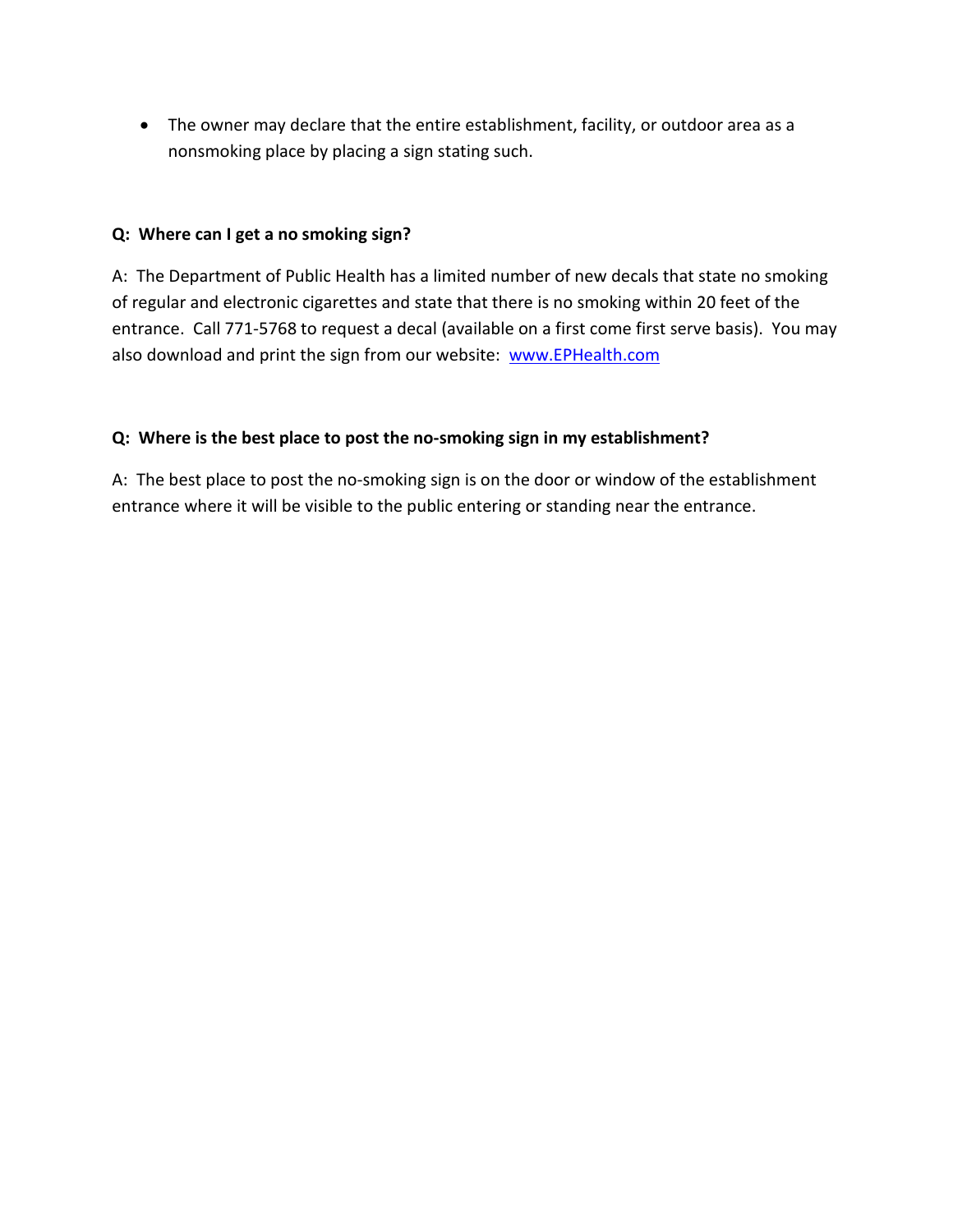- The owner may declare that the entire establishment, facility, or outdoor area as a nonsmoking place by placing a sign stating such.

**Q: Where can I get a no smoking sign?**

A: The Department of Public Health has a limited number of new decals that state no smoking of regular and electronic cigarettes and state that there is no smoking within 20 feet of the entrance. Call 771-5768 to request a decal (available on a first come first serve basis). You may also download and print the sign from our website: [www.EPHealth.com](http://www.EPHealth.com)

**Q: Where is the best place to post the no-smoking sign in my establishment?**

A: The best place to post the no-smoking sign is on the door or window of the establishment entrance where it will be visible to the public entering or standing near the entrance.